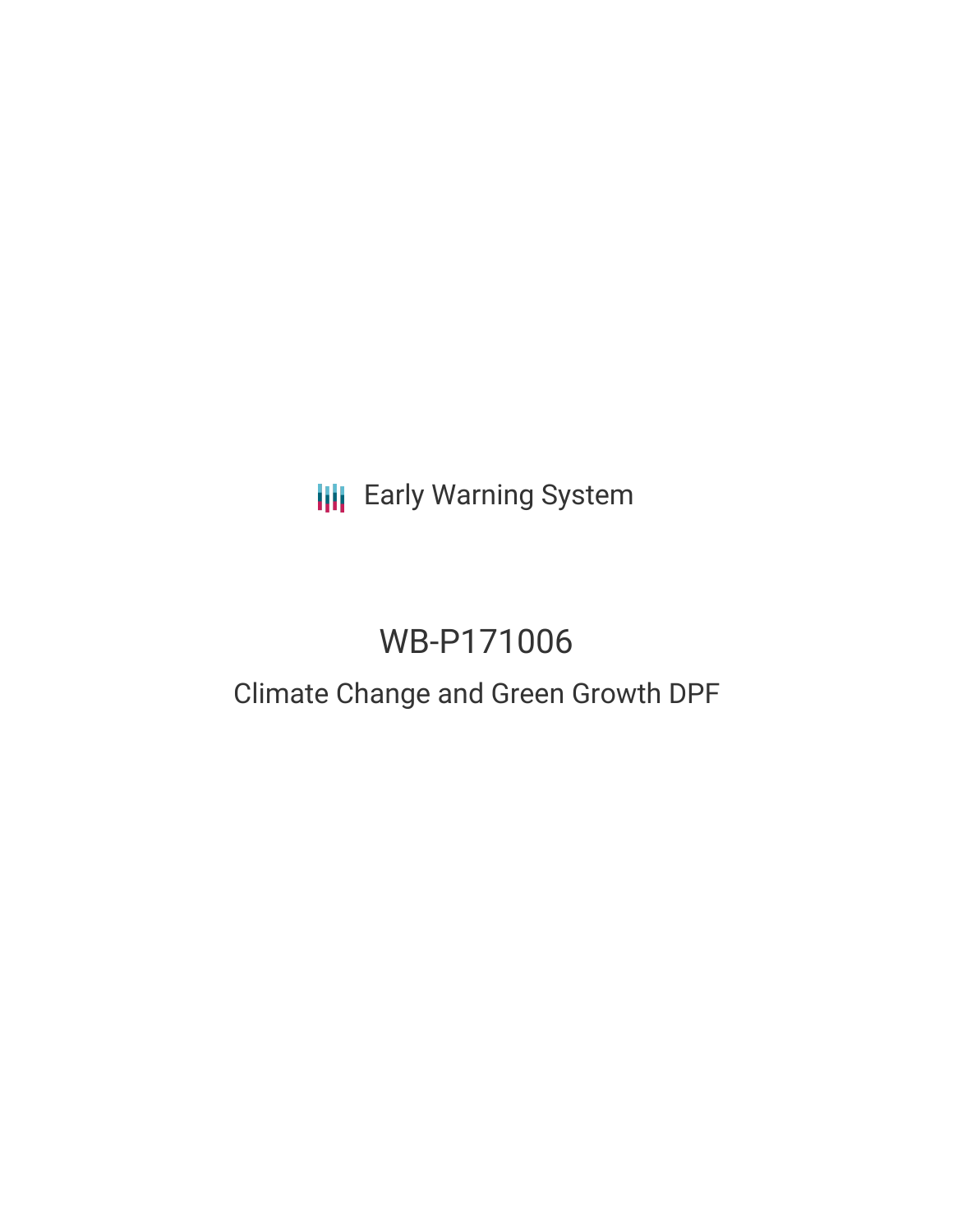Early Warning System

# WB-P171006

## Climate Change and Green Growth DPF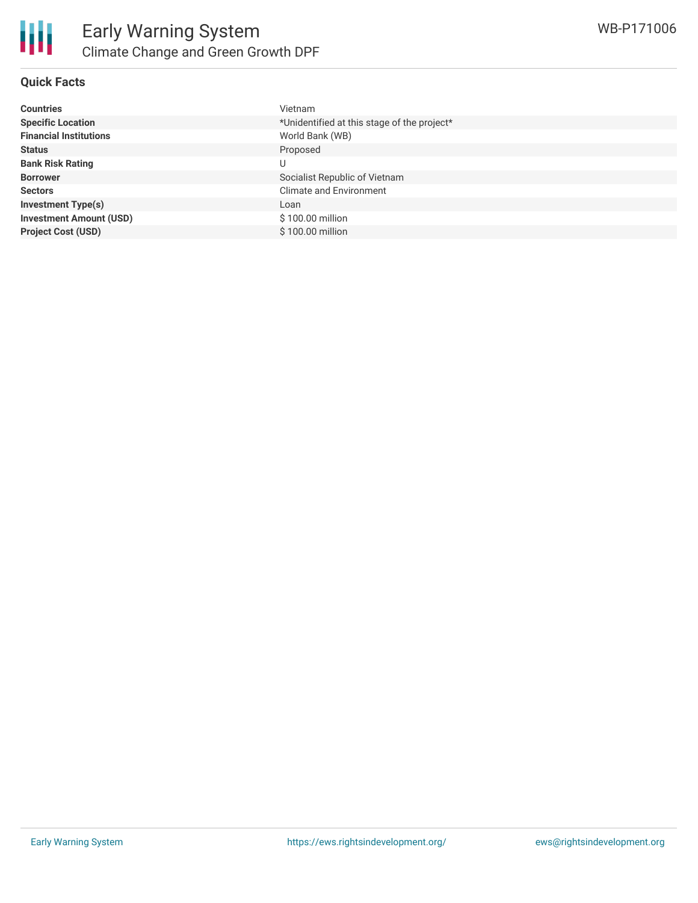# Early Warning System

## Climate Change and Green Growth DPF

WB-P171006

### Quick Facts

| | |
|---|---|
| **Countries** | Vietnam |
| **Specific Location** | *Unidentified at this stage of the project* |
| **Financial Institutions** | World Bank (WB) |
| **Status** | Proposed |
| **Bank Risk Rating** | U |
| **Borrower** | Socialist Republic of Vietnam |
| **Sectors** | Climate and Environment |
| **Investment Type(s)** | Loan |
| **Investment Amount (USD)** | $ 100.00 million |
| **Project Cost (USD)** | $ 100.00 million |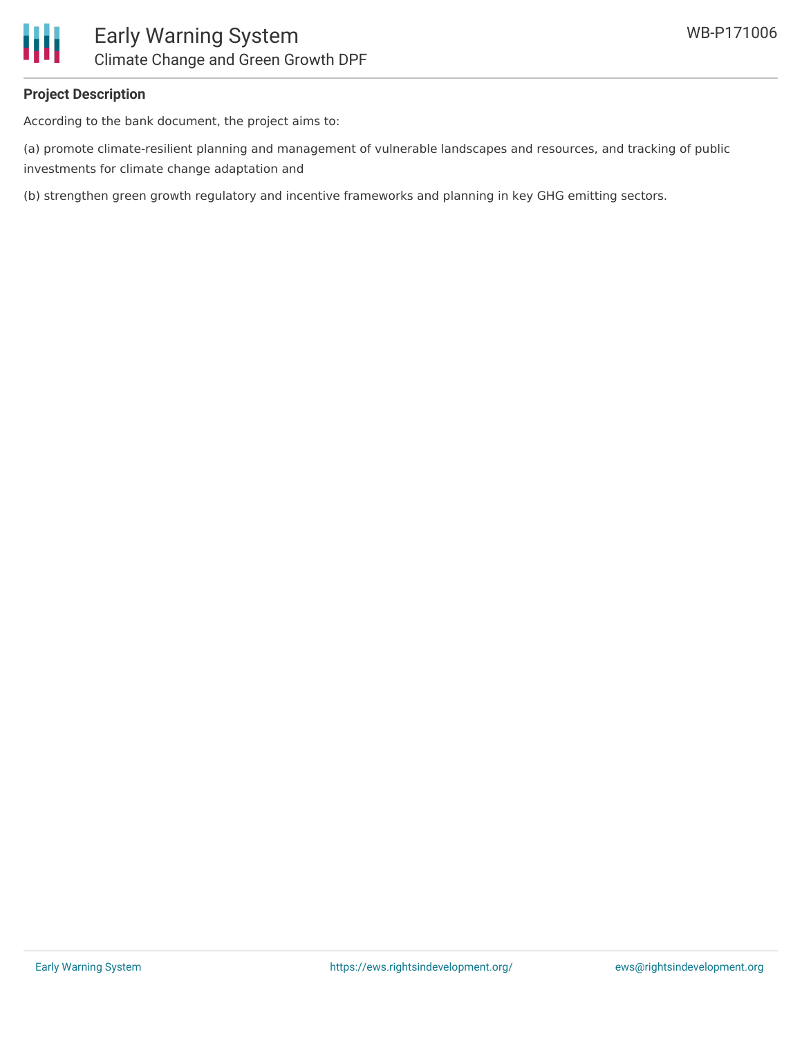**Project Description**

According to the bank document, the project aims to:

(a) promote climate-resilient planning and management of vulnerable landscapes and resources, and tracking of public investments for climate change adaptation and

(b) strengthen green growth regulatory and incentive frameworks and planning in key GHG emitting sectors.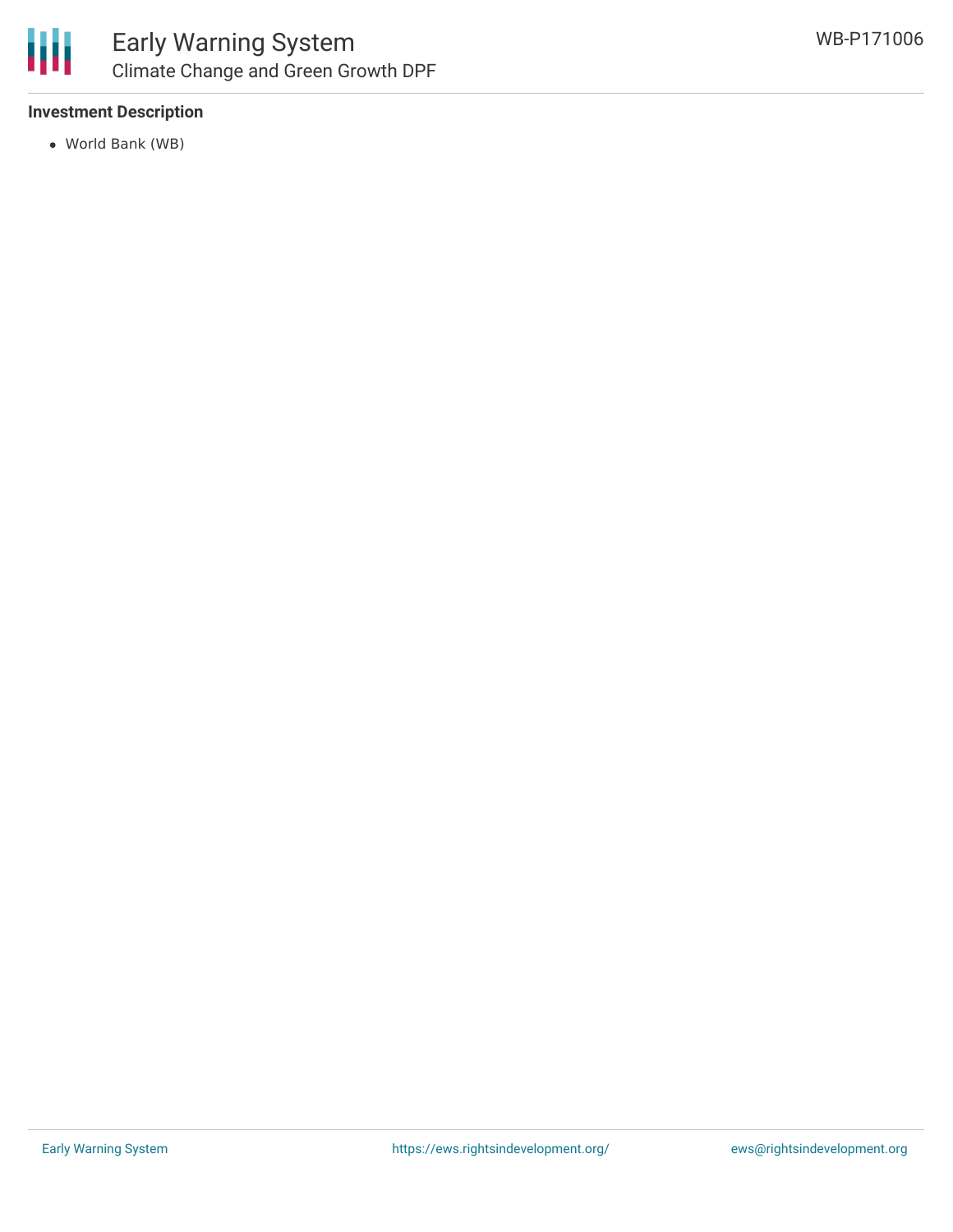**Investment Description**

- World Bank (WB)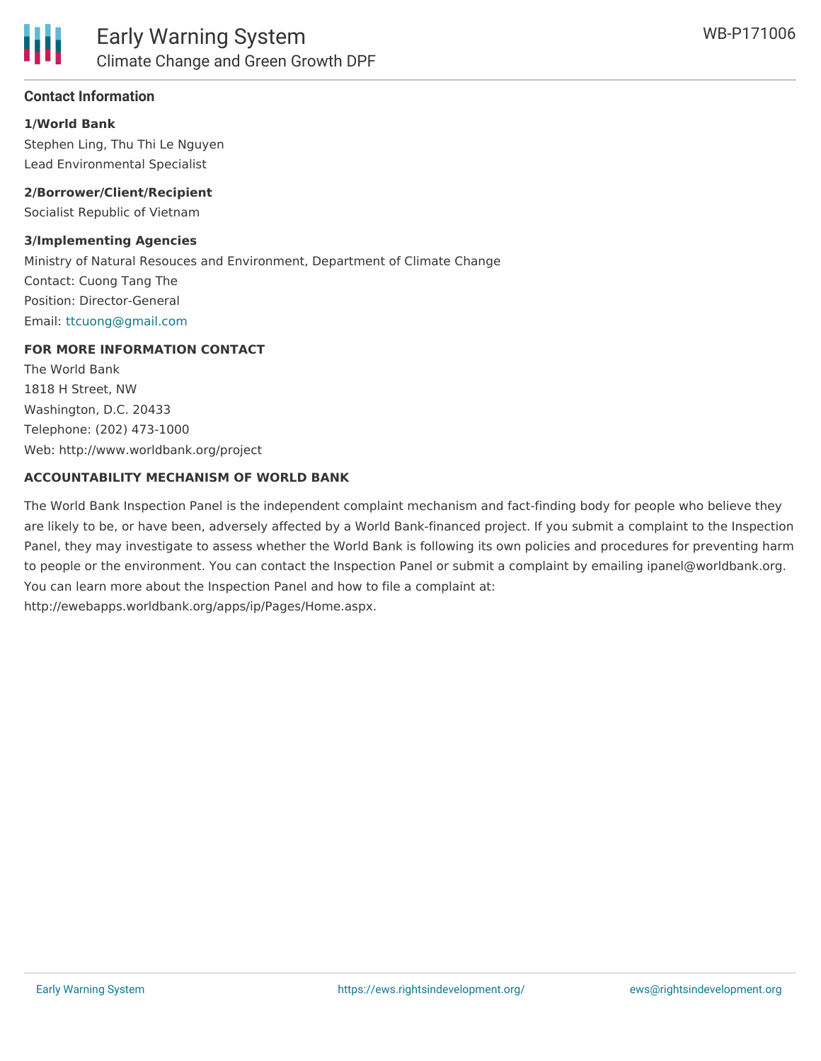## Contact Information

**1/World Bank**

Stephen Ling, Thu Thi Le Nguyen
Lead Environmental Specialist

**2/Borrower/Client/Recipient**

Socialist Republic of Vietnam

**3/Implementing Agencies**

Ministry of Natural Resouces and Environment, Department of Climate Change
Contact: Cuong Tang The
Position: Director-General
Email: ttcuong@gmail.com

**FOR MORE INFORMATION CONTACT**

The World Bank
1818 H Street, NW
Washington, D.C. 20433
Telephone: (202) 473-1000
Web: http://www.worldbank.org/project

**ACCOUNTABILITY MECHANISM OF WORLD BANK**

The World Bank Inspection Panel is the independent complaint mechanism and fact-finding body for people who believe they are likely to be, or have been, adversely affected by a World Bank-financed project. If you submit a complaint to the Inspection Panel, they may investigate to assess whether the World Bank is following its own policies and procedures for preventing harm to people or the environment. You can contact the Inspection Panel or submit a complaint by emailing ipanel@worldbank.org. You can learn more about the Inspection Panel and how to file a complaint at: http://ewebapps.worldbank.org/apps/ip/Pages/Home.aspx.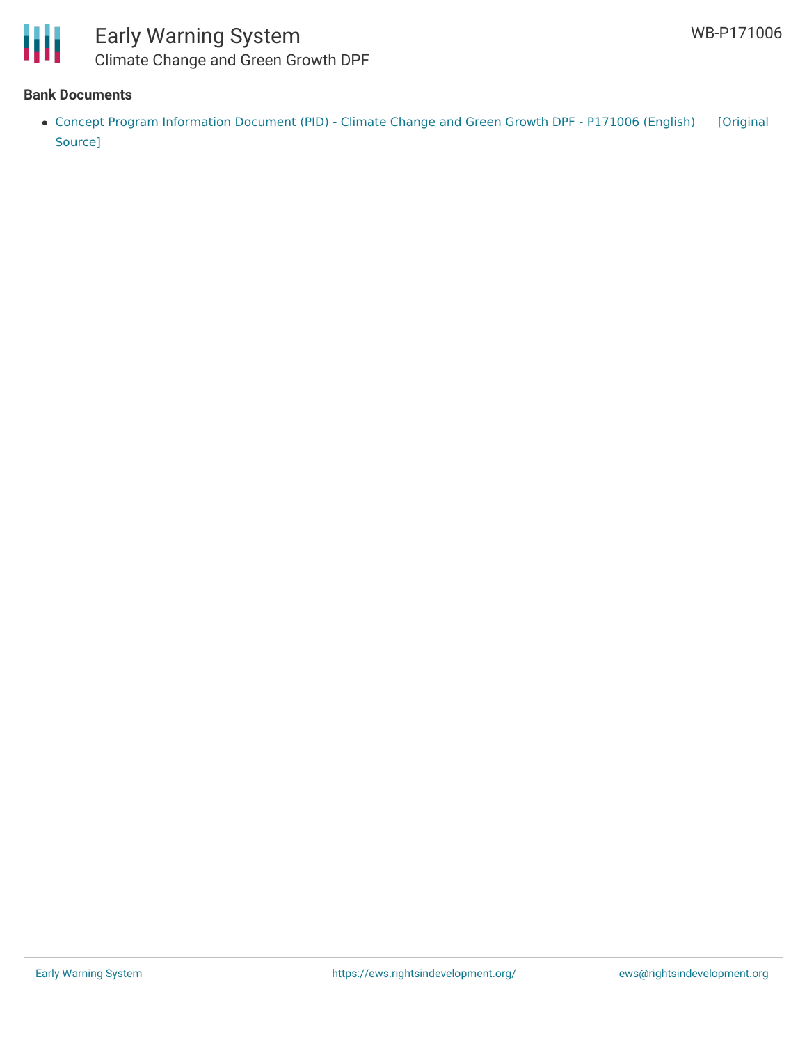**Bank Documents**

- Concept Program Information Document (PID) - Climate Change and Green Growth DPF - P171006 (English) [Original Source]